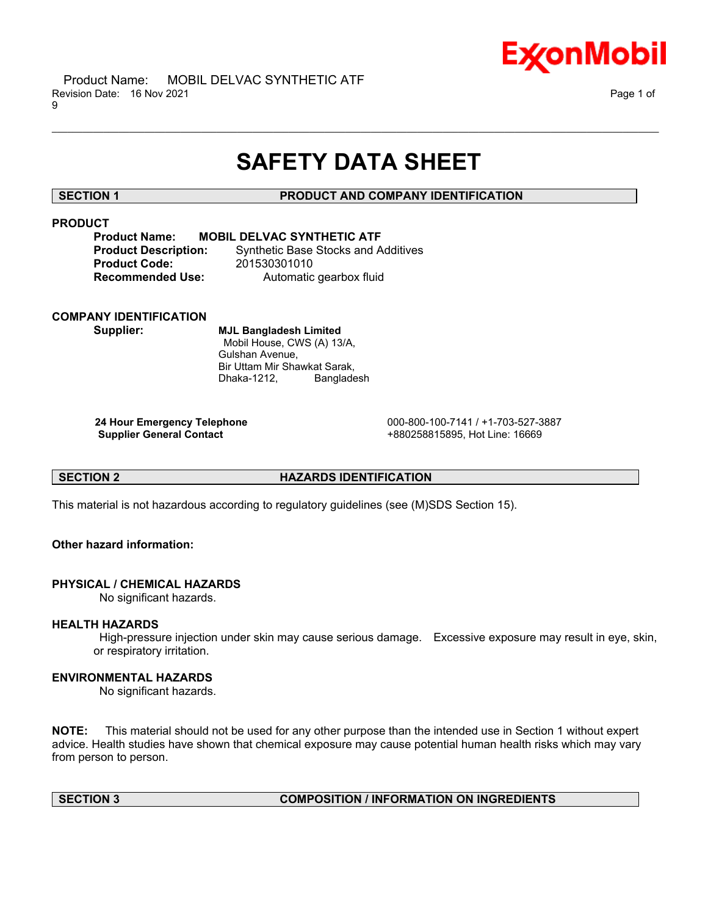# SAFETY DATA SHEET

## SECTION 1 PRODUCT AND COMPANY IDENTIFICATION

### PRODUCT

**Product Name:** **MOBIL DELVAC SYNTHETIC ATF**
**Product Description:** Synthetic Base Stocks and Additives
**Product Code:** 201530301010
**Recommended Use:** Automatic gearbox fluid

### COMPANY IDENTIFICATION

**Supplier:** **MJL Bangladesh Limited**
Mobil House, CWS (A) 13/A,
Gulshan Avenue,
Bir Uttam Mir Shawkat Sarak,
Dhaka-1212, Bangladesh

| | |
|---|---|
| **24 Hour Emergency Telephone** | 000-800-100-7141 / +1-703-527-3887 |
| **Supplier General Contact** | +880258815895, Hot Line: 16669 |

## SECTION 2 HAZARDS IDENTIFICATION

This material is not hazardous according to regulatory guidelines (see (M)SDS Section 15).

**Other hazard information:**

### PHYSICAL / CHEMICAL HAZARDS

No significant hazards.

### HEALTH HAZARDS

High-pressure injection under skin may cause serious damage. Excessive exposure may result in eye, skin, or respiratory irritation.

### ENVIRONMENTAL HAZARDS

No significant hazards.

**NOTE:** This material should not be used for any other purpose than the intended use in Section 1 without expert advice. Health studies have shown that chemical exposure may cause potential human health risks which may vary from person to person.

## SECTION 3 COMPOSITION / INFORMATION ON INGREDIENTS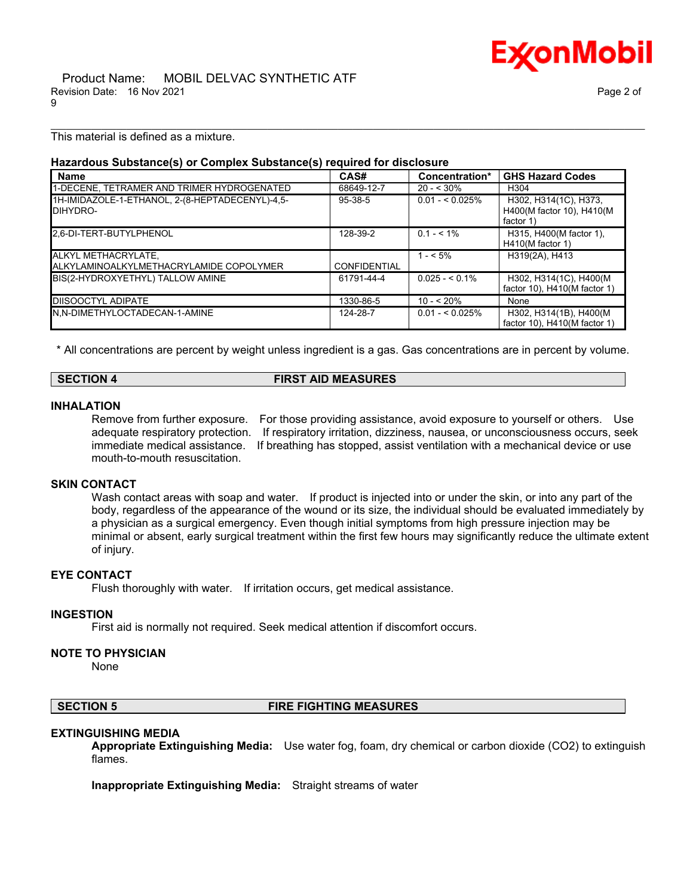This material is defined as a mixture.

**Hazardous Substance(s) or Complex Substance(s) required for disclosure**

| Name | CAS# | Concentration* | GHS Hazard Codes |
|---|---|---|---|
| 1-DECENE, TETRAMER AND TRIMER HYDROGENATED | 68649-12-7 | 20 - < 30% | H304 |
| 1H-IMIDAZOLE-1-ETHANOL, 2-(8-HEPTADECENYL)-4,5-DIHYDRO- | 95-38-5 | 0.01 - < 0.025% | H302, H314(1C), H373, H400(M factor 10), H410(M factor 1) |
| 2,6-DI-TERT-BUTYLPHENOL | 128-39-2 | 0.1 - < 1% | H315, H400(M factor 1), H410(M factor 1) |
| ALKYL METHACRYLATE, ALKYLAMINOALKYLMETHACRYLAMIDE COPOLYMER | CONFIDENTIAL | 1 - < 5% | H319(2A), H413 |
| BIS(2-HYDROXYETHYL) TALLOW AMINE | 61791-44-4 | 0.025 - < 0.1% | H302, H314(1C), H400(M factor 10), H410(M factor 1) |
| DIISOOCTYL ADIPATE | 1330-86-5 | 10 - < 20% | None |
| N,N-DIMETHYLOCTADECAN-1-AMINE | 124-28-7 | 0.01 - < 0.025% | H302, H314(1B), H400(M factor 10), H410(M factor 1) |

\* All concentrations are percent by weight unless ingredient is a gas. Gas concentrations are in percent by volume.

## SECTION 4 FIRST AID MEASURES

### INHALATION

Remove from further exposure. For those providing assistance, avoid exposure to yourself or others. Use adequate respiratory protection. If respiratory irritation, dizziness, nausea, or unconsciousness occurs, seek immediate medical assistance. If breathing has stopped, assist ventilation with a mechanical device or use mouth-to-mouth resuscitation.

### SKIN CONTACT

Wash contact areas with soap and water. If product is injected into or under the skin, or into any part of the body, regardless of the appearance of the wound or its size, the individual should be evaluated immediately by a physician as a surgical emergency. Even though initial symptoms from high pressure injection may be minimal or absent, early surgical treatment within the first few hours may significantly reduce the ultimate extent of injury.

### EYE CONTACT

Flush thoroughly with water. If irritation occurs, get medical assistance.

### INGESTION

First aid is normally not required. Seek medical attention if discomfort occurs.

### NOTE TO PHYSICIAN

None

## SECTION 5 FIRE FIGHTING MEASURES

### EXTINGUISHING MEDIA

**Appropriate Extinguishing Media:** Use water fog, foam, dry chemical or carbon dioxide ($CO_2$) to extinguish flames.

**Inappropriate Extinguishing Media:** Straight streams of water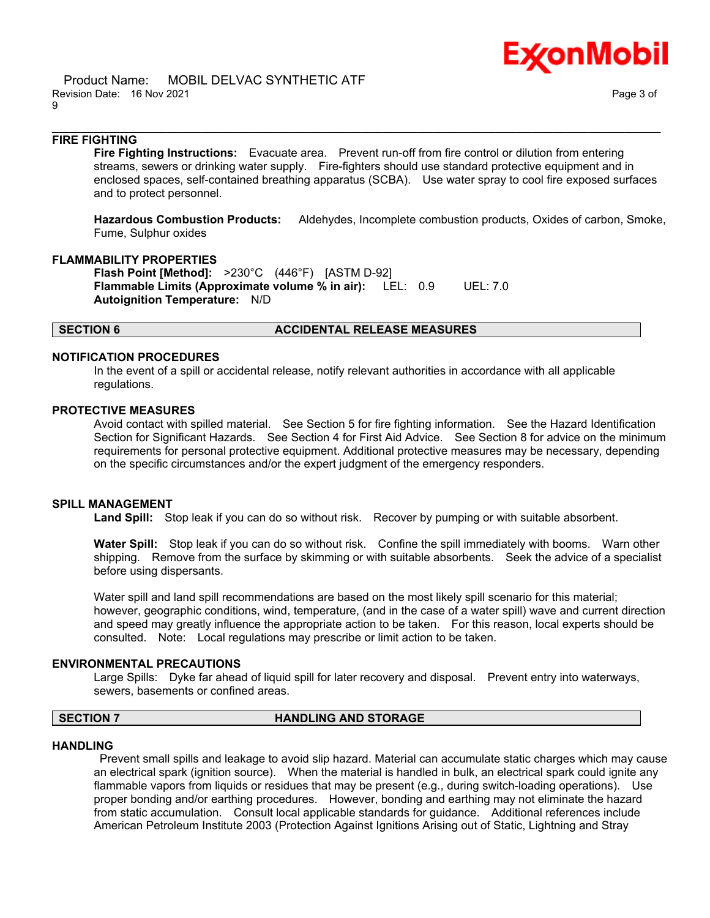### FIRE FIGHTING

**Fire Fighting Instructions:** Evacuate area. Prevent run-off from fire control or dilution from entering streams, sewers or drinking water supply. Fire-fighters should use standard protective equipment and in enclosed spaces, self-contained breathing apparatus (SCBA). Use water spray to cool fire exposed surfaces and to protect personnel.

**Hazardous Combustion Products:** Aldehydes, Incomplete combustion products, Oxides of carbon, Smoke, Fume, Sulphur oxides

### FLAMMABILITY PROPERTIES

**Flash Point [Method]:** >230°C (446°F) [ASTM D-92]
**Flammable Limits (Approximate volume % in air):** LEL: 0.9 UEL: 7.0
**Autoignition Temperature:** N/D

## SECTION 6 ACCIDENTAL RELEASE MEASURES

### NOTIFICATION PROCEDURES

In the event of a spill or accidental release, notify relevant authorities in accordance with all applicable regulations.

### PROTECTIVE MEASURES

Avoid contact with spilled material. See Section 5 for fire fighting information. See the Hazard Identification Section for Significant Hazards. See Section 4 for First Aid Advice. See Section 8 for advice on the minimum requirements for personal protective equipment. Additional protective measures may be necessary, depending on the specific circumstances and/or the expert judgment of the emergency responders.

### SPILL MANAGEMENT

**Land Spill:** Stop leak if you can do so without risk. Recover by pumping or with suitable absorbent.

**Water Spill:** Stop leak if you can do so without risk. Confine the spill immediately with booms. Warn other shipping. Remove from the surface by skimming or with suitable absorbents. Seek the advice of a specialist before using dispersants.

Water spill and land spill recommendations are based on the most likely spill scenario for this material; however, geographic conditions, wind, temperature, (and in the case of a water spill) wave and current direction and speed may greatly influence the appropriate action to be taken. For this reason, local experts should be consulted. Note: Local regulations may prescribe or limit action to be taken.

### ENVIRONMENTAL PRECAUTIONS

Large Spills: Dyke far ahead of liquid spill for later recovery and disposal. Prevent entry into waterways, sewers, basements or confined areas.

## SECTION 7 HANDLING AND STORAGE

### HANDLING

Prevent small spills and leakage to avoid slip hazard. Material can accumulate static charges which may cause an electrical spark (ignition source). When the material is handled in bulk, an electrical spark could ignite any flammable vapors from liquids or residues that may be present (e.g., during switch-loading operations). Use proper bonding and/or earthing procedures. However, bonding and earthing may not eliminate the hazard from static accumulation. Consult local applicable standards for guidance. Additional references include American Petroleum Institute 2003 (Protection Against Ignitions Arising out of Static, Lightning and Stray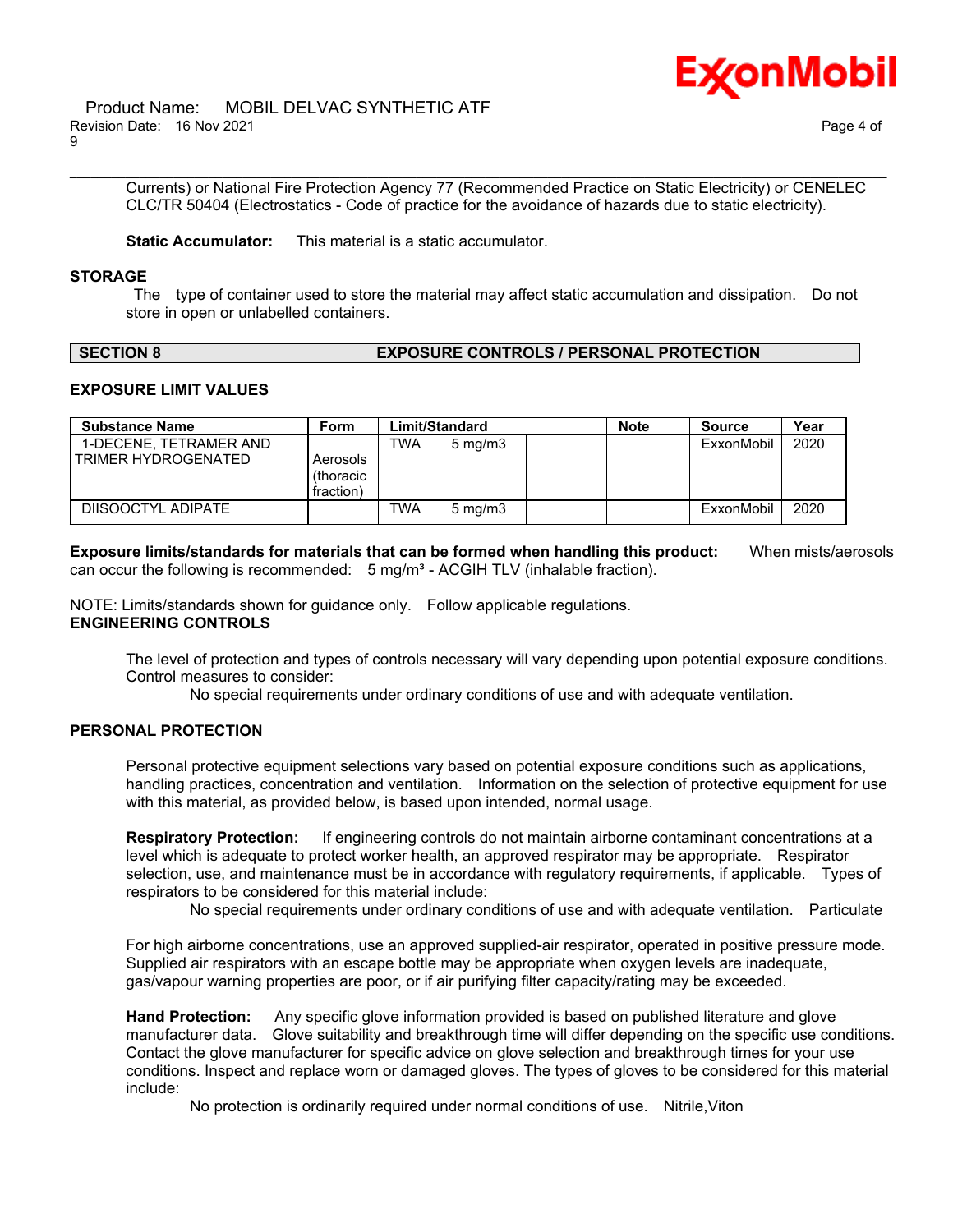Currents) or National Fire Protection Agency 77 (Recommended Practice on Static Electricity) or CENELEC CLC/TR 50404 (Electrostatics - Code of practice for the avoidance of hazards due to static electricity).

**Static Accumulator:** This material is a static accumulator.

### STORAGE

The type of container used to store the material may affect static accumulation and dissipation. Do not store in open or unlabelled containers.

## SECTION 8 EXPOSURE CONTROLS / PERSONAL PROTECTION

### EXPOSURE LIMIT VALUES

| Substance Name | Form | Limit/Standard | | | Note | Source | Year |
|---|---|---|---|---|---|---|---|
| 1-DECENE, TETRAMER AND TRIMER HYDROGENATED | Aerosols (thoracic fraction) | TWA | 5 mg/m3 | | | ExxonMobil | 2020 |
| DIISOOCTYL ADIPATE | | TWA | 5 mg/m3 | | | ExxonMobil | 2020 |

**Exposure limits/standards for materials that can be formed when handling this product:** When mists/aerosols can occur the following is recommended: 5 mg/m³ - ACGIH TLV (inhalable fraction).

NOTE: Limits/standards shown for guidance only. Follow applicable regulations.

### ENGINEERING CONTROLS

The level of protection and types of controls necessary will vary depending upon potential exposure conditions. Control measures to consider:

No special requirements under ordinary conditions of use and with adequate ventilation.

### PERSONAL PROTECTION

Personal protective equipment selections vary based on potential exposure conditions such as applications, handling practices, concentration and ventilation. Information on the selection of protective equipment for use with this material, as provided below, is based upon intended, normal usage.

**Respiratory Protection:** If engineering controls do not maintain airborne contaminant concentrations at a level which is adequate to protect worker health, an approved respirator may be appropriate. Respirator selection, use, and maintenance must be in accordance with regulatory requirements, if applicable. Types of respirators to be considered for this material include:

No special requirements under ordinary conditions of use and with adequate ventilation. Particulate

For high airborne concentrations, use an approved supplied-air respirator, operated in positive pressure mode. Supplied air respirators with an escape bottle may be appropriate when oxygen levels are inadequate, gas/vapour warning properties are poor, or if air purifying filter capacity/rating may be exceeded.

**Hand Protection:** Any specific glove information provided is based on published literature and glove manufacturer data. Glove suitability and breakthrough time will differ depending on the specific use conditions. Contact the glove manufacturer for specific advice on glove selection and breakthrough times for your use conditions. Inspect and replace worn or damaged gloves. The types of gloves to be considered for this material include:

No protection is ordinarily required under normal conditions of use. Nitrile,Viton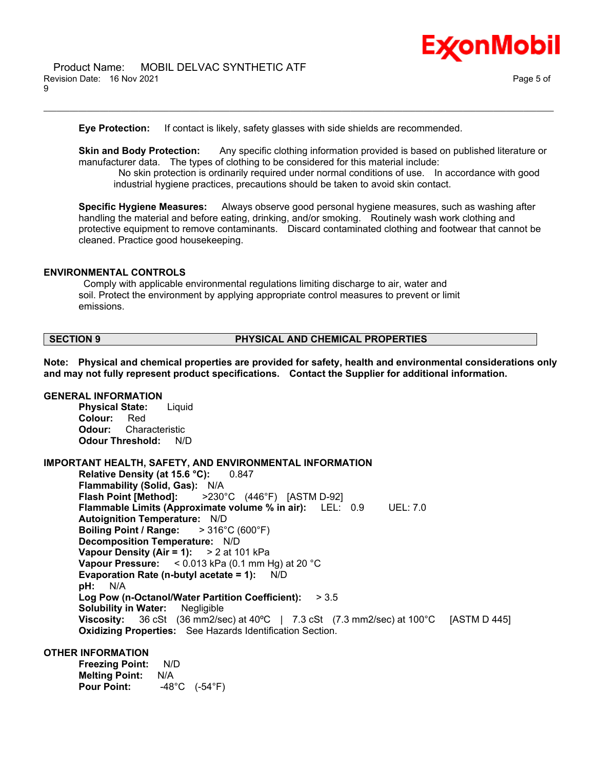**Eye Protection:** If contact is likely, safety glasses with side shields are recommended.

**Skin and Body Protection:** Any specific clothing information provided is based on published literature or manufacturer data. The types of clothing to be considered for this material include:

No skin protection is ordinarily required under normal conditions of use. In accordance with good industrial hygiene practices, precautions should be taken to avoid skin contact.

**Specific Hygiene Measures:** Always observe good personal hygiene measures, such as washing after handling the material and before eating, drinking, and/or smoking. Routinely wash work clothing and protective equipment to remove contaminants. Discard contaminated clothing and footwear that cannot be cleaned. Practice good housekeeping.

### ENVIRONMENTAL CONTROLS

Comply with applicable environmental regulations limiting discharge to air, water and soil. Protect the environment by applying appropriate control measures to prevent or limit emissions.

## SECTION 9 PHYSICAL AND CHEMICAL PROPERTIES

**Note: Physical and chemical properties are provided for safety, health and environmental considerations only and may not fully represent product specifications. Contact the Supplier for additional information.**

### GENERAL INFORMATION

**Physical State:** Liquid
**Colour:** Red
**Odour:** Characteristic
**Odour Threshold:** N/D

### IMPORTANT HEALTH, SAFETY, AND ENVIRONMENTAL INFORMATION

**Relative Density (at 15.6 °C):** 0.847
**Flammability (Solid, Gas):** N/A
**Flash Point [Method]:** >230°C (446°F) [ASTM D-92]
**Flammable Limits (Approximate volume % in air):** LEL: 0.9 UEL: 7.0
**Autoignition Temperature:** N/D
**Boiling Point / Range:** > 316°C (600°F)
**Decomposition Temperature:** N/D
**Vapour Density (Air = 1):** > 2 at 101 kPa
**Vapour Pressure:** < 0.013 kPa (0.1 mm Hg) at 20 °C
**Evaporation Rate (n-butyl acetate = 1):** N/D
**pH:** N/A
**Log Pow (n-Octanol/Water Partition Coefficient):** > 3.5
**Solubility in Water:** Negligible
**Viscosity:** 36 cSt (36 mm2/sec) at 40ºC | 7.3 cSt (7.3 mm2/sec) at 100°C [ASTM D 445]
**Oxidizing Properties:** See Hazards Identification Section.

### OTHER INFORMATION

**Freezing Point:** N/D
**Melting Point:** N/A
**Pour Point:** -48°C (-54°F)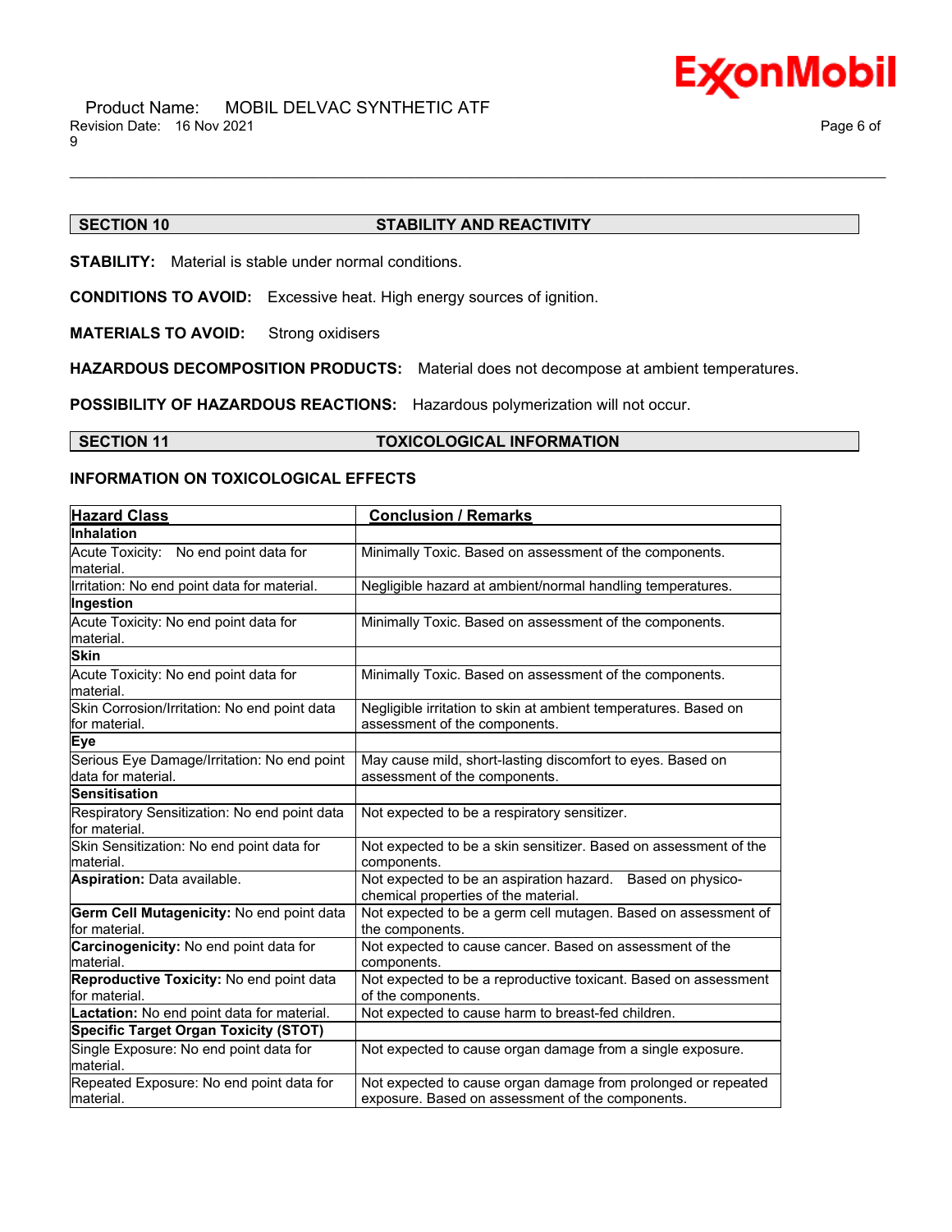## SECTION 10 STABILITY AND REACTIVITY

**STABILITY:** Material is stable under normal conditions.

**CONDITIONS TO AVOID:** Excessive heat. High energy sources of ignition.

**MATERIALS TO AVOID:** Strong oxidisers

**HAZARDOUS DECOMPOSITION PRODUCTS:** Material does not decompose at ambient temperatures.

**POSSIBILITY OF HAZARDOUS REACTIONS:** Hazardous polymerization will not occur.

## SECTION 11 TOXICOLOGICAL INFORMATION

### INFORMATION ON TOXICOLOGICAL EFFECTS

| Hazard Class | Conclusion / Remarks |
|---|---|
| **Inhalation** | |
| Acute Toxicity: No end point data for material. | Minimally Toxic. Based on assessment of the components. |
| Irritation: No end point data for material. | Negligible hazard at ambient/normal handling temperatures. |
| **Ingestion** | |
| Acute Toxicity: No end point data for material. | Minimally Toxic. Based on assessment of the components. |
| **Skin** | |
| Acute Toxicity: No end point data for material. | Minimally Toxic. Based on assessment of the components. |
| Skin Corrosion/Irritation: No end point data for material. | Negligible irritation to skin at ambient temperatures. Based on assessment of the components. |
| **Eye** | |
| Serious Eye Damage/Irritation: No end point data for material. | May cause mild, short-lasting discomfort to eyes. Based on assessment of the components. |
| **Sensitisation** | |
| Respiratory Sensitization: No end point data for material. | Not expected to be a respiratory sensitizer. |
| Skin Sensitization: No end point data for material. | Not expected to be a skin sensitizer. Based on assessment of the components. |
| **Aspiration:** Data available. | Not expected to be an aspiration hazard. Based on physico-chemical properties of the material. |
| **Germ Cell Mutagenicity:** No end point data for material. | Not expected to be a germ cell mutagen. Based on assessment of the components. |
| **Carcinogenicity:** No end point data for material. | Not expected to cause cancer. Based on assessment of the components. |
| **Reproductive Toxicity:** No end point data for material. | Not expected to be a reproductive toxicant. Based on assessment of the components. |
| **Lactation:** No end point data for material. | Not expected to cause harm to breast-fed children. |
| **Specific Target Organ Toxicity (STOT)** | |
| Single Exposure: No end point data for material. | Not expected to cause organ damage from a single exposure. |
| Repeated Exposure: No end point data for material. | Not expected to cause organ damage from prolonged or repeated exposure. Based on assessment of the components. |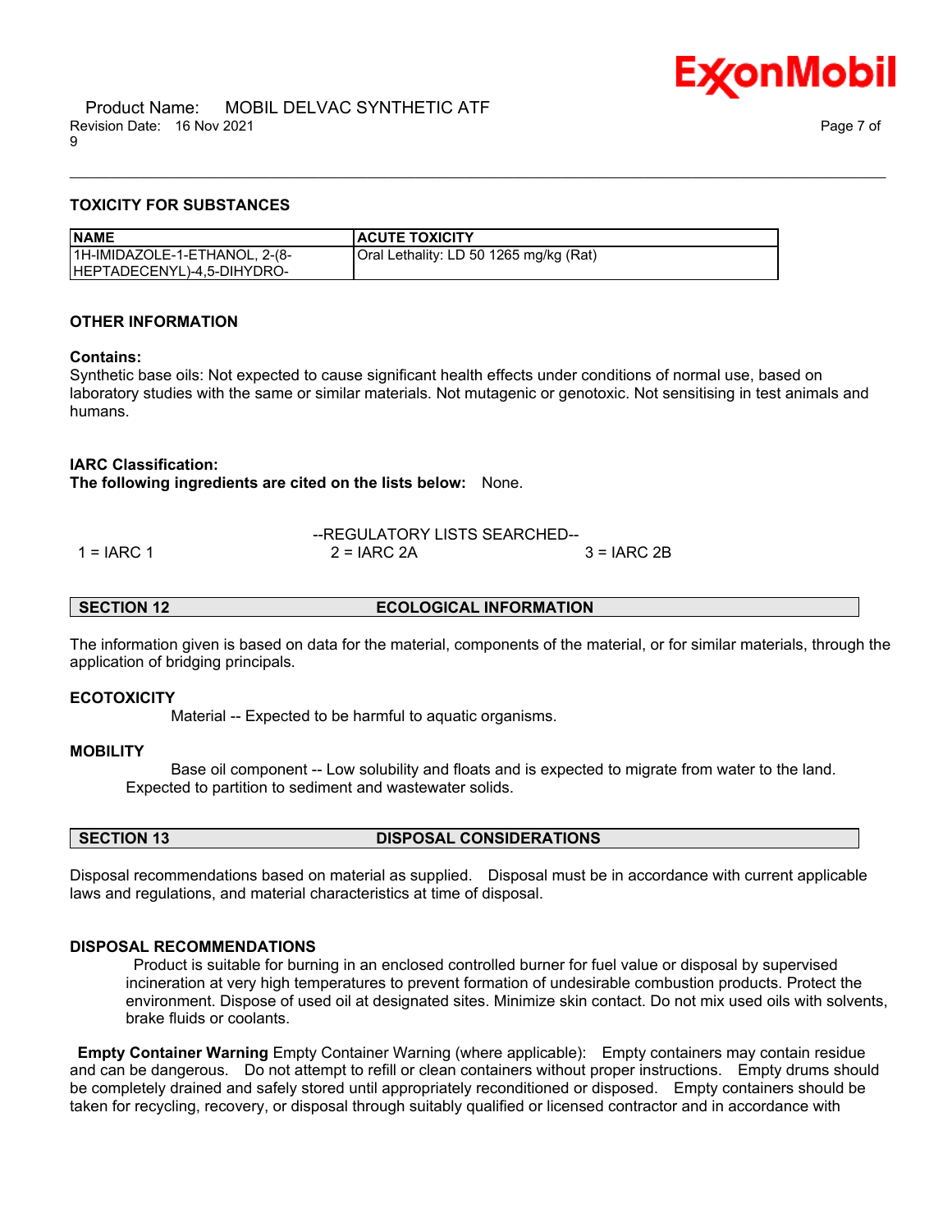### TOXICITY FOR SUBSTANCES

| NAME | ACUTE TOXICITY |
| --- | --- |
| 1H-IMIDAZOLE-1-ETHANOL, 2-(8-HEPTADECENYL)-4,5-DIHYDRO- | Oral Lethality: LD 50 1265 mg/kg (Rat) |

### OTHER INFORMATION

**Contains:**
Synthetic base oils: Not expected to cause significant health effects under conditions of normal use, based on laboratory studies with the same or similar materials. Not mutagenic or genotoxic. Not sensitising in test animals and humans.

**IARC Classification:**
**The following ingredients are cited on the lists below:** None.

--REGULATORY LISTS SEARCHED--

1 = IARC 1 2 = IARC 2A 3 = IARC 2B

## SECTION 12 ECOLOGICAL INFORMATION

The information given is based on data for the material, components of the material, or for similar materials, through the application of bridging principals.

### ECOTOXICITY

Material -- Expected to be harmful to aquatic organisms.

### MOBILITY

Base oil component -- Low solubility and floats and is expected to migrate from water to the land. Expected to partition to sediment and wastewater solids.

## SECTION 13 DISPOSAL CONSIDERATIONS

Disposal recommendations based on material as supplied. Disposal must be in accordance with current applicable laws and regulations, and material characteristics at time of disposal.

### DISPOSAL RECOMMENDATIONS

Product is suitable for burning in an enclosed controlled burner for fuel value or disposal by supervised incineration at very high temperatures to prevent formation of undesirable combustion products. Protect the environment. Dispose of used oil at designated sites. Minimize skin contact. Do not mix used oils with solvents, brake fluids or coolants.

**Empty Container Warning** Empty Container Warning (where applicable): Empty containers may contain residue and can be dangerous. Do not attempt to refill or clean containers without proper instructions. Empty drums should be completely drained and safely stored until appropriately reconditioned or disposed. Empty containers should be taken for recycling, recovery, or disposal through suitably qualified or licensed contractor and in accordance with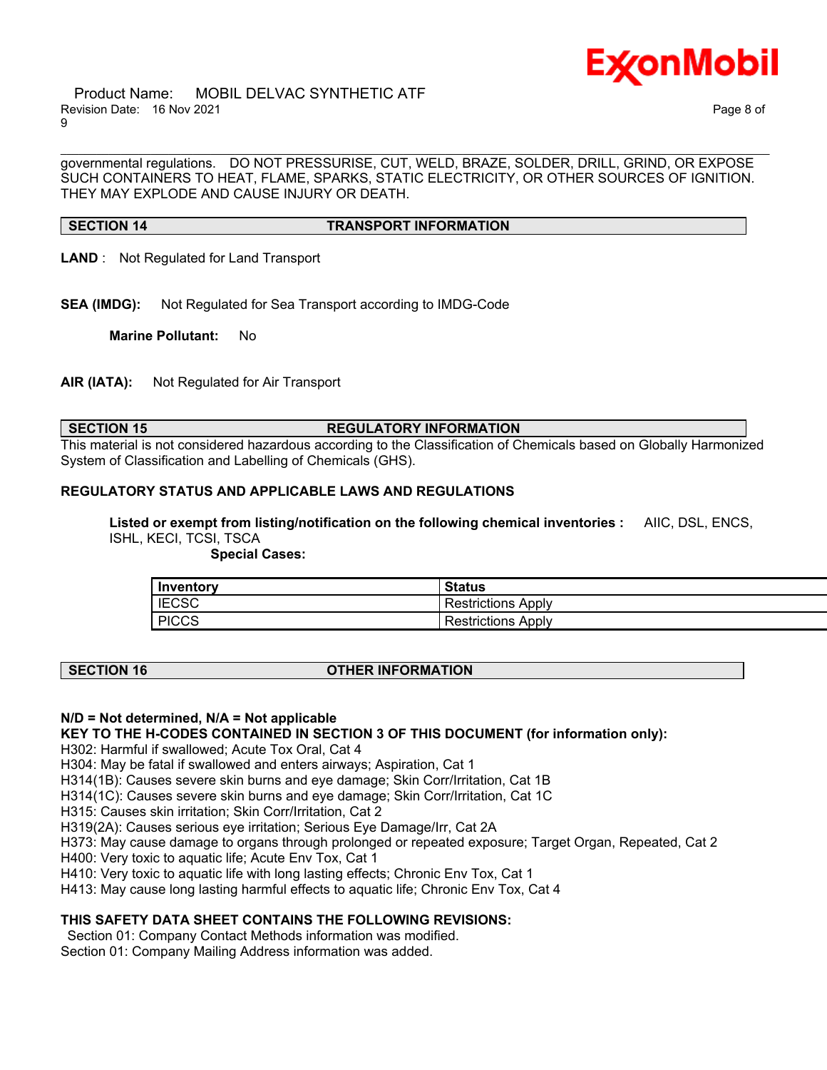governmental regulations. DO NOT PRESSURISE, CUT, WELD, BRAZE, SOLDER, DRILL, GRIND, OR EXPOSE SUCH CONTAINERS TO HEAT, FLAME, SPARKS, STATIC ELECTRICITY, OR OTHER SOURCES OF IGNITION. THEY MAY EXPLODE AND CAUSE INJURY OR DEATH.

## SECTION 14 TRANSPORT INFORMATION

**LAND** : Not Regulated for Land Transport

**SEA (IMDG):** Not Regulated for Sea Transport according to IMDG-Code

**Marine Pollutant:** No

**AIR (IATA):** Not Regulated for Air Transport

## SECTION 15 REGULATORY INFORMATION

This material is not considered hazardous according to the Classification of Chemicals based on Globally Harmonized System of Classification and Labelling of Chemicals (GHS).

**REGULATORY STATUS AND APPLICABLE LAWS AND REGULATIONS**

**Listed or exempt from listing/notification on the following chemical inventories :** AIIC, DSL, ENCS, ISHL, KECI, TCSI, TSCA

**Special Cases:**

| Inventory | Status |
| --- | --- |
| IECSC | Restrictions Apply |
| PICCS | Restrictions Apply |

## SECTION 16 OTHER INFORMATION

**N/D = Not determined, N/A = Not applicable**

**KEY TO THE H-CODES CONTAINED IN SECTION 3 OF THIS DOCUMENT (for information only):**

H302: Harmful if swallowed; Acute Tox Oral, Cat 4
H304: May be fatal if swallowed and enters airways; Aspiration, Cat 1
H314(1B): Causes severe skin burns and eye damage; Skin Corr/Irritation, Cat 1B
H314(1C): Causes severe skin burns and eye damage; Skin Corr/Irritation, Cat 1C
H315: Causes skin irritation; Skin Corr/Irritation, Cat 2
H319(2A): Causes serious eye irritation; Serious Eye Damage/Irr, Cat 2A
H373: May cause damage to organs through prolonged or repeated exposure; Target Organ, Repeated, Cat 2
H400: Very toxic to aquatic life; Acute Env Tox, Cat 1
H410: Very toxic to aquatic life with long lasting effects; Chronic Env Tox, Cat 1
H413: May cause long lasting harmful effects to aquatic life; Chronic Env Tox, Cat 4

**THIS SAFETY DATA SHEET CONTAINS THE FOLLOWING REVISIONS:**

Section 01: Company Contact Methods information was modified.
Section 01: Company Mailing Address information was added.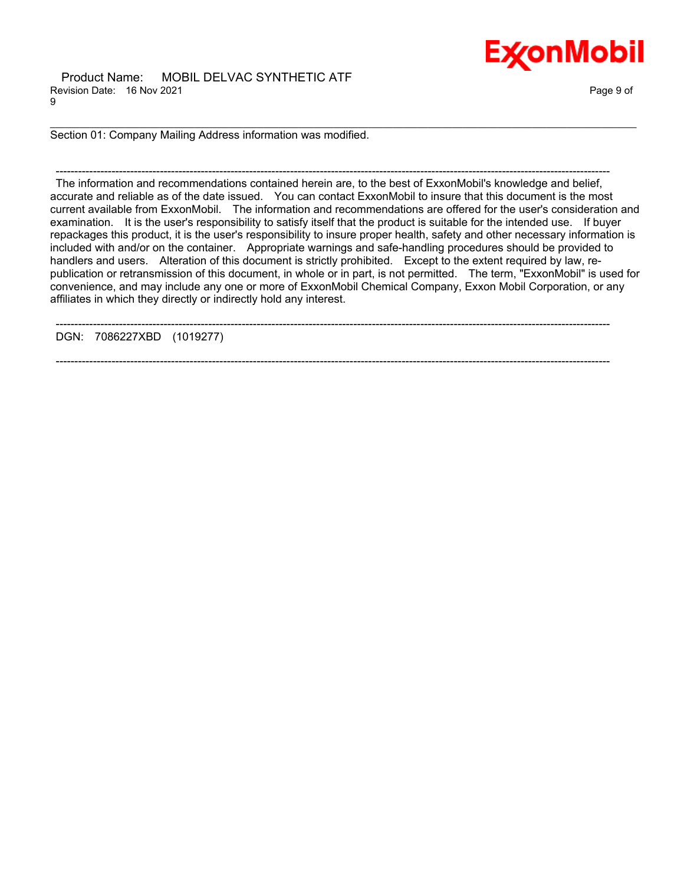Section 01: Company Mailing Address information was modified.

-----------------------------------------------------------------------------------------------------------------------------------------------

The information and recommendations contained herein are, to the best of ExxonMobil's knowledge and belief, accurate and reliable as of the date issued. You can contact ExxonMobil to insure that this document is the most current available from ExxonMobil. The information and recommendations are offered for the user's consideration and examination. It is the user's responsibility to satisfy itself that the product is suitable for the intended use. If buyer repackages this product, it is the user's responsibility to insure proper health, safety and other necessary information is included with and/or on the container. Appropriate warnings and safe-handling procedures should be provided to handlers and users. Alteration of this document is strictly prohibited. Except to the extent required by law, re-publication or retransmission of this document, in whole or in part, is not permitted. The term, "ExxonMobil" is used for convenience, and may include any one or more of ExxonMobil Chemical Company, Exxon Mobil Corporation, or any affiliates in which they directly or indirectly hold any interest.

-----------------------------------------------------------------------------------------------------------------------------------------------

DGN: 7086227XBD (1019277)

-----------------------------------------------------------------------------------------------------------------------------------------------